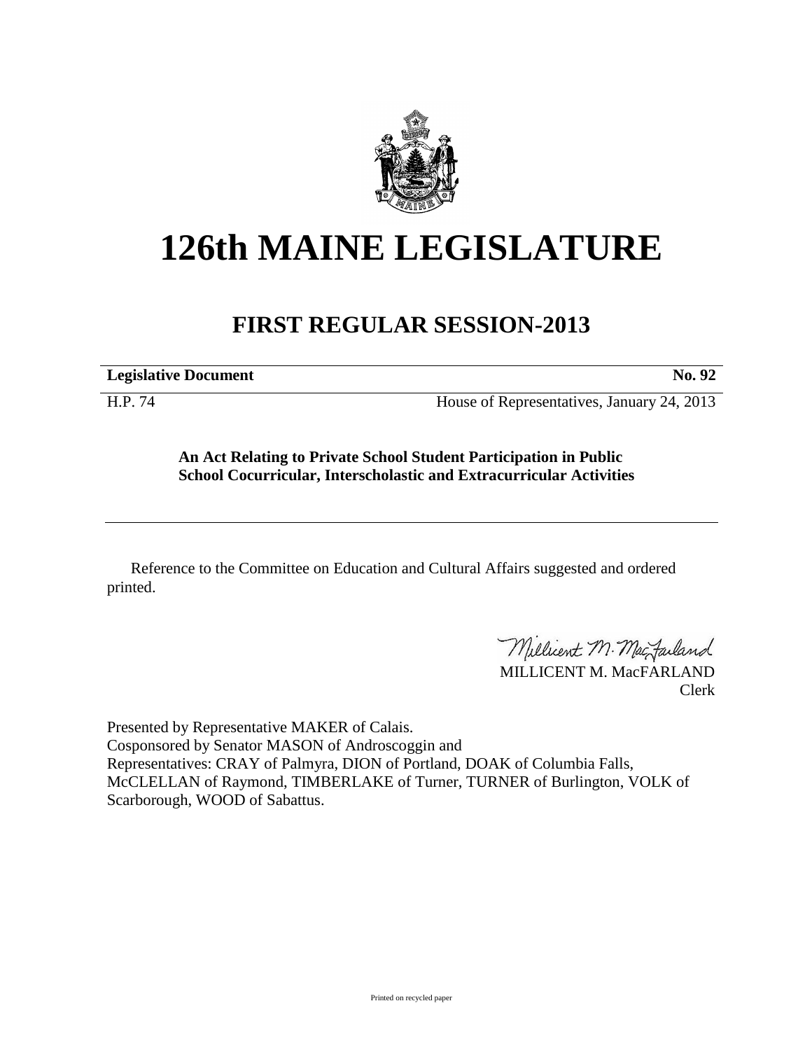# 126th MAINE LEGISLATURE

## FIRST REGULAR SESSION-2013

**Legislative Document** **No. 92**

H.P. 74 House of Representatives, January 24, 2013

**An Act Relating to Private School Student Participation in Public School Cocurricular, Interscholastic and Extracurricular Activities**

Reference to the Committee on Education and Cultural Affairs suggested and ordered printed.

MILLICENT M. MacFARLAND
Clerk

Presented by Representative MAKER of Calais.
Cosponsored by Senator MASON of Androscoggin and
Representatives: CRAY of Palmyra, DION of Portland, DOAK of Columbia Falls, McCLELLAN of Raymond, TIMBERLAKE of Turner, TURNER of Burlington, VOLK of Scarborough, WOOD of Sabattus.

Printed on recycled paper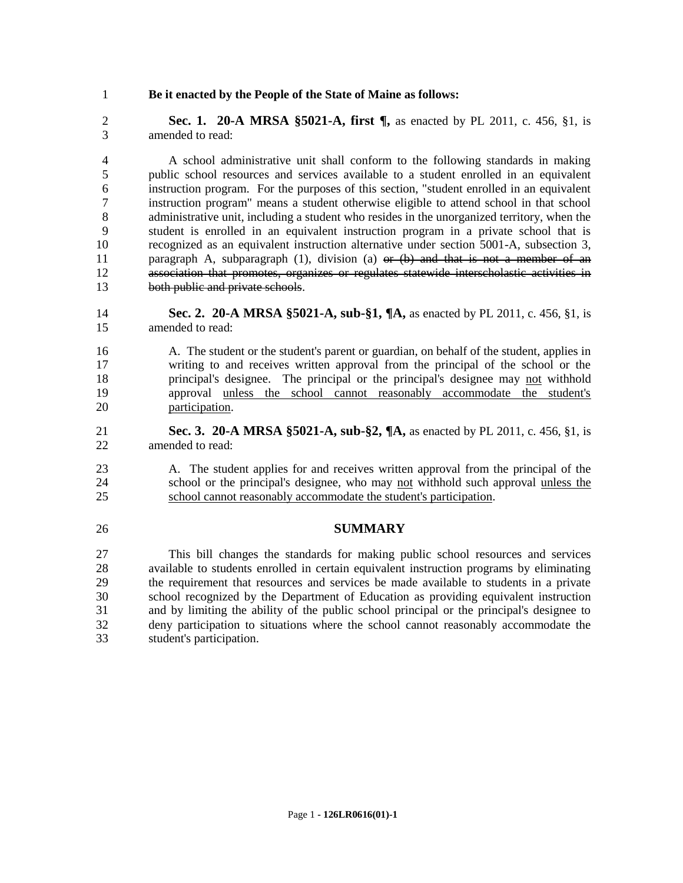**Be it enacted by the People of the State of Maine as follows:**

**Sec. 1. 20-A MRSA §5021-A, first ¶,** as enacted by PL 2011, c. 456, §1, is amended to read:

A school administrative unit shall conform to the following standards in making public school resources and services available to a student enrolled in an equivalent instruction program. For the purposes of this section, "student enrolled in an equivalent instruction program" means a student otherwise eligible to attend school in that school administrative unit, including a student who resides in the unorganized territory, when the student is enrolled in an equivalent instruction program in a private school that is recognized as an equivalent instruction alternative under section 5001-A, subsection 3, paragraph A, subparagraph (1), division (a) ~~or (b) and that is not a member of an association that promotes, organizes or regulates statewide interscholastic activities in both public and private schools~~.

**Sec. 2. 20-A MRSA §5021-A, sub-§1, ¶A,** as enacted by PL 2011, c. 456, §1, is amended to read:

A. The student or the student's parent or guardian, on behalf of the student, applies in writing to and receives written approval from the principal of the school or the principal's designee. The principal or the principal's designee may <u>not</u> withhold approval <u>unless the school cannot reasonably accommodate the student's participation</u>.

**Sec. 3. 20-A MRSA §5021-A, sub-§2, ¶A,** as enacted by PL 2011, c. 456, §1, is amended to read:

A. The student applies for and receives written approval from the principal of the school or the principal's designee, who may <u>not</u> withhold such approval <u>unless the school cannot reasonably accommodate the student's participation</u>.

## SUMMARY

This bill changes the standards for making public school resources and services available to students enrolled in certain equivalent instruction programs by eliminating the requirement that resources and services be made available to students in a private school recognized by the Department of Education as providing equivalent instruction and by limiting the ability of the public school principal or the principal's designee to deny participation to situations where the school cannot reasonably accommodate the student's participation.